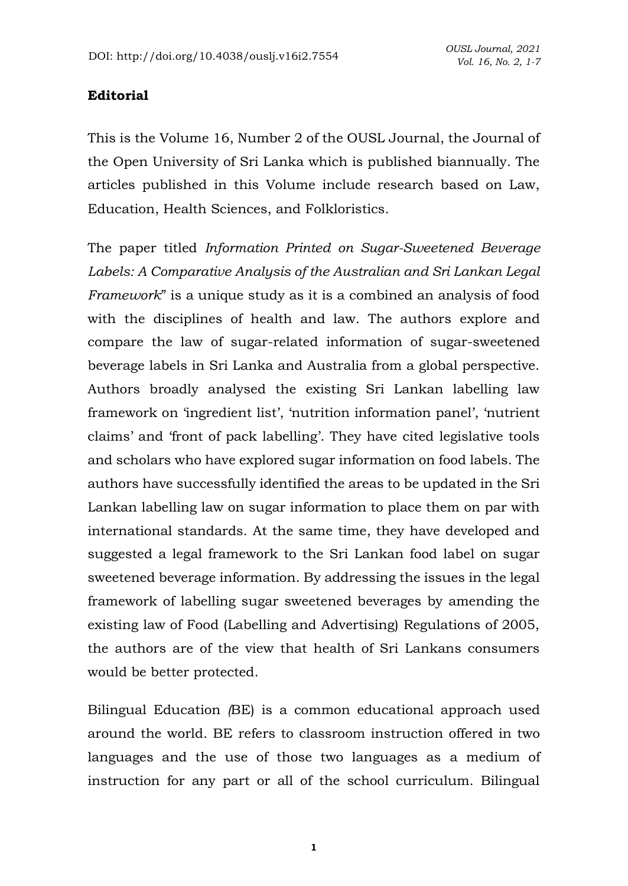## Editorial

This is the Volume 16, Number 2 of the OUSL Journal, the Journal of the Open University of Sri Lanka which is published biannually. The articles published in this Volume include research based on Law, Education, Health Sciences, and Folkloristics.

The paper titled *Information Printed on Sugar-Sweetened Beverage Labels: A Comparative Analysis of the Australian and Sri Lankan Legal Framework*" is a unique study as it is a combined an analysis of food with the disciplines of health and law. The authors explore and compare the law of sugar-related information of sugar-sweetened beverage labels in Sri Lanka and Australia from a global perspective. Authors broadly analysed the existing Sri Lankan labelling law framework on 'ingredient list', 'nutrition information panel', 'nutrient claims' and 'front of pack labelling'. They have cited legislative tools and scholars who have explored sugar information on food labels. The authors have successfully identified the areas to be updated in the Sri Lankan labelling law on sugar information to place them on par with international standards. At the same time, they have developed and suggested a legal framework to the Sri Lankan food label on sugar sweetened beverage information. By addressing the issues in the legal framework of labelling sugar sweetened beverages by amending the existing law of Food (Labelling and Advertising) Regulations of 2005, the authors are of the view that health of Sri Lankans consumers would be better protected.

Bilingual Education *(*BE) is a common educational approach used around the world. BE refers to classroom instruction offered in two languages and the use of those two languages as a medium of instruction for any part or all of the school curriculum. Bilingual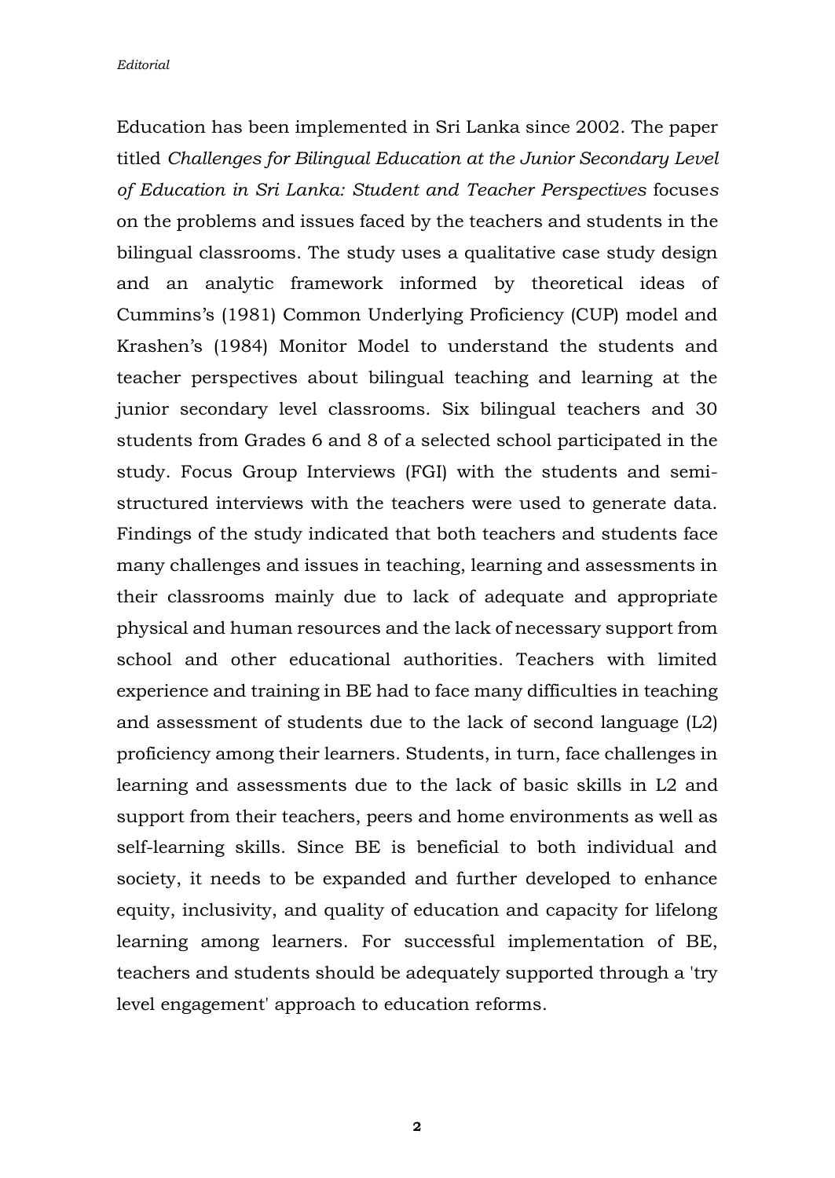Education has been implemented in Sri Lanka since 2002. The paper titled *Challenges for Bilingual Education at the Junior Secondary Level of Education in Sri Lanka: Student and Teacher Perspectives* focuses on the problems and issues faced by the teachers and students in the bilingual classrooms. The study uses a qualitative case study design and an analytic framework informed by theoretical ideas of Cummins's (1981) Common Underlying Proficiency (CUP) model and Krashen's (1984) Monitor Model to understand the students and teacher perspectives about bilingual teaching and learning at the junior secondary level classrooms. Six bilingual teachers and 30 students from Grades 6 and 8 of a selected school participated in the study. Focus Group Interviews (FGI) with the students and semi-structured interviews with the teachers were used to generate data. Findings of the study indicated that both teachers and students face many challenges and issues in teaching, learning and assessments in their classrooms mainly due to lack of adequate and appropriate physical and human resources and the lack of necessary support from school and other educational authorities. Teachers with limited experience and training in BE had to face many difficulties in teaching and assessment of students due to the lack of second language (L2) proficiency among their learners. Students, in turn, face challenges in learning and assessments due to the lack of basic skills in L2 and support from their teachers, peers and home environments as well as self-learning skills. Since BE is beneficial to both individual and society, it needs to be expanded and further developed to enhance equity, inclusivity, and quality of education and capacity for lifelong learning among learners. For successful implementation of BE, teachers and students should be adequately supported through a 'try level engagement' approach to education reforms.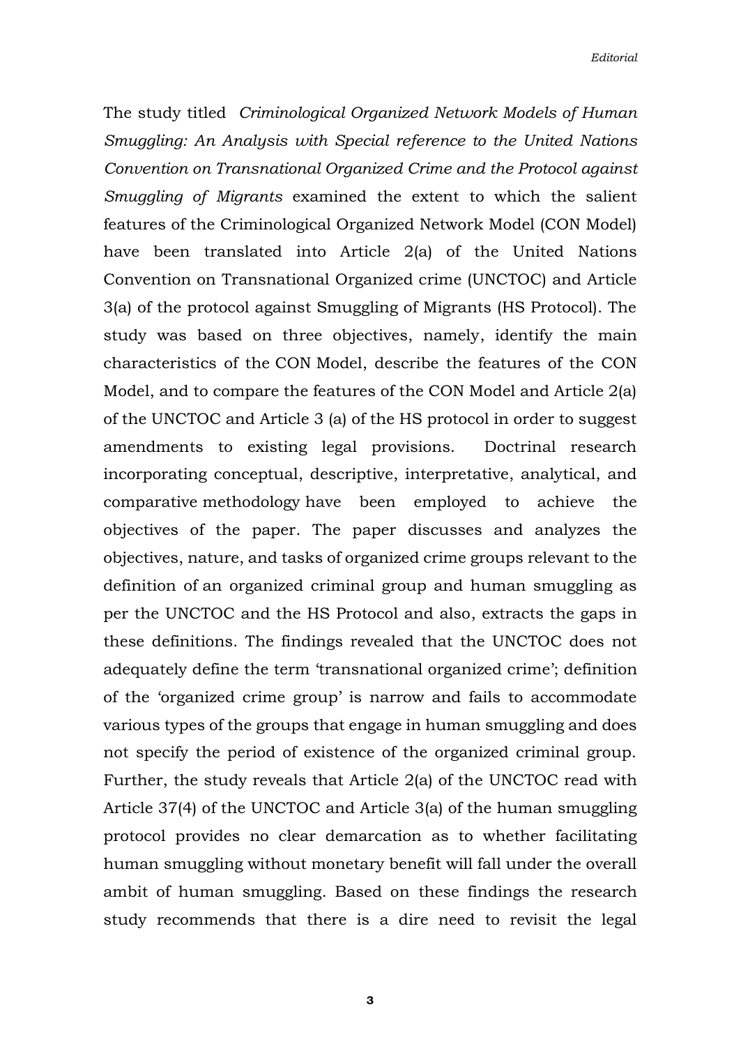The study titled *Criminological Organized Network Models of Human Smuggling: An Analysis with Special reference to the United Nations Convention on Transnational Organized Crime and the Protocol against Smuggling of Migrants* examined the extent to which the salient features of the Criminological Organized Network Model (CON Model) have been translated into Article 2(a) of the United Nations Convention on Transnational Organized crime (UNCTOC) and Article 3(a) of the protocol against Smuggling of Migrants (HS Protocol). The study was based on three objectives, namely, identify the main characteristics of the CON Model, describe the features of the CON Model, and to compare the features of the CON Model and Article 2(a) of the UNCTOC and Article 3 (a) of the HS protocol in order to suggest amendments to existing legal provisions. Doctrinal research incorporating conceptual, descriptive, interpretative, analytical, and comparative methodology have been employed to achieve the objectives of the paper. The paper discusses and analyzes the objectives, nature, and tasks of organized crime groups relevant to the definition of an organized criminal group and human smuggling as per the UNCTOC and the HS Protocol and also, extracts the gaps in these definitions. The findings revealed that the UNCTOC does not adequately define the term 'transnational organized crime'; definition of the 'organized crime group' is narrow and fails to accommodate various types of the groups that engage in human smuggling and does not specify the period of existence of the organized criminal group. Further, the study reveals that Article 2(a) of the UNCTOC read with Article 37(4) of the UNCTOC and Article 3(a) of the human smuggling protocol provides no clear demarcation as to whether facilitating human smuggling without monetary benefit will fall under the overall ambit of human smuggling. Based on these findings the research study recommends that there is a dire need to revisit the legal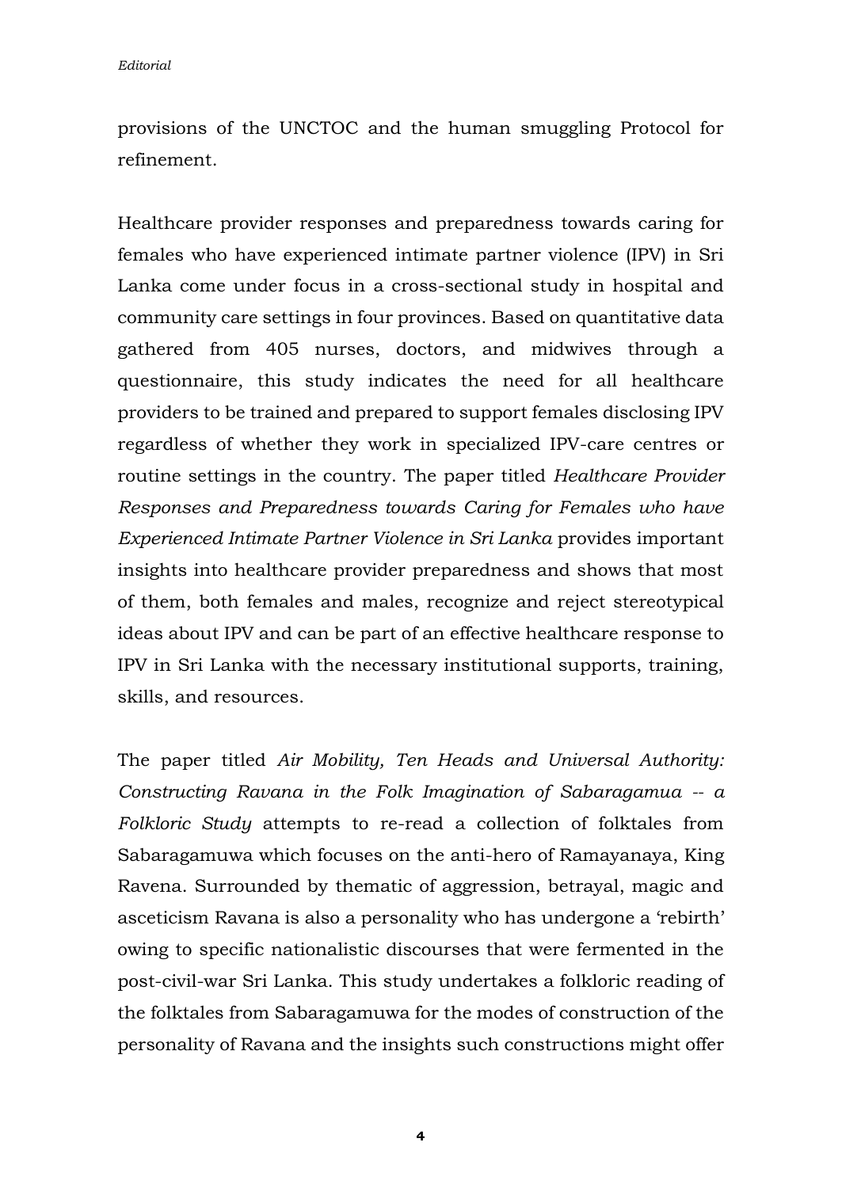provisions of the UNCTOC and the human smuggling Protocol for refinement.

Healthcare provider responses and preparedness towards caring for females who have experienced intimate partner violence (IPV) in Sri Lanka come under focus in a cross-sectional study in hospital and community care settings in four provinces. Based on quantitative data gathered from 405 nurses, doctors, and midwives through a questionnaire, this study indicates the need for all healthcare providers to be trained and prepared to support females disclosing IPV regardless of whether they work in specialized IPV-care centres or routine settings in the country. The paper titled *Healthcare Provider Responses and Preparedness towards Caring for Females who have Experienced Intimate Partner Violence in Sri Lanka* provides important insights into healthcare provider preparedness and shows that most of them, both females and males, recognize and reject stereotypical ideas about IPV and can be part of an effective healthcare response to IPV in Sri Lanka with the necessary institutional supports, training, skills, and resources.

The paper titled *Air Mobility, Ten Heads and Universal Authority: Constructing Ravana in the Folk Imagination of Sabaragamua -- a Folkloric Study* attempts to re-read a collection of folktales from Sabaragamuwa which focuses on the anti-hero of Ramayanaya, King Ravena. Surrounded by thematic of aggression, betrayal, magic and asceticism Ravana is also a personality who has undergone a 'rebirth' owing to specific nationalistic discourses that were fermented in the post-civil-war Sri Lanka. This study undertakes a folkloric reading of the folktales from Sabaragamuwa for the modes of construction of the personality of Ravana and the insights such constructions might offer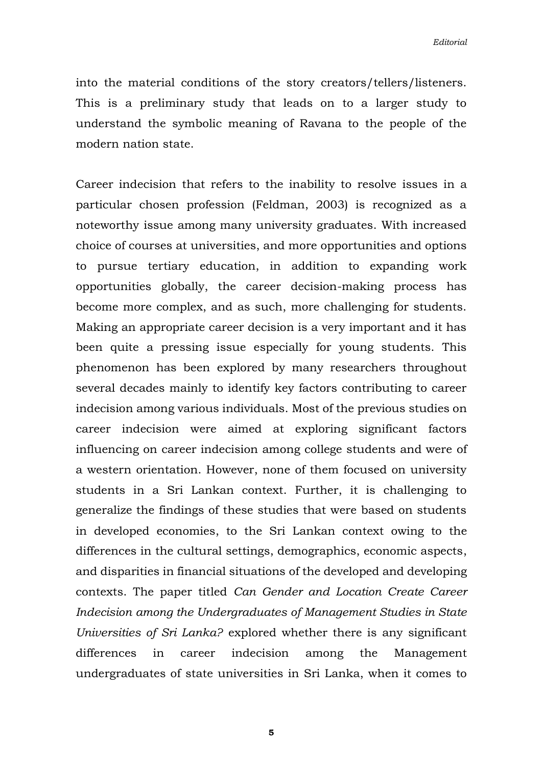into the material conditions of the story creators/tellers/listeners. This is a preliminary study that leads on to a larger study to understand the symbolic meaning of Ravana to the people of the modern nation state.

Career indecision that refers to the inability to resolve issues in a particular chosen profession (Feldman, 2003) is recognized as a noteworthy issue among many university graduates. With increased choice of courses at universities, and more opportunities and options to pursue tertiary education, in addition to expanding work opportunities globally, the career decision-making process has become more complex, and as such, more challenging for students. Making an appropriate career decision is a very important and it has been quite a pressing issue especially for young students. This phenomenon has been explored by many researchers throughout several decades mainly to identify key factors contributing to career indecision among various individuals. Most of the previous studies on career indecision were aimed at exploring significant factors influencing on career indecision among college students and were of a western orientation. However, none of them focused on university students in a Sri Lankan context. Further, it is challenging to generalize the findings of these studies that were based on students in developed economies, to the Sri Lankan context owing to the differences in the cultural settings, demographics, economic aspects, and disparities in financial situations of the developed and developing contexts. The paper titled *Can Gender and Location Create Career Indecision among the Undergraduates of Management Studies in State Universities of Sri Lanka?* explored whether there is any significant differences in career indecision among the Management undergraduates of state universities in Sri Lanka, when it comes to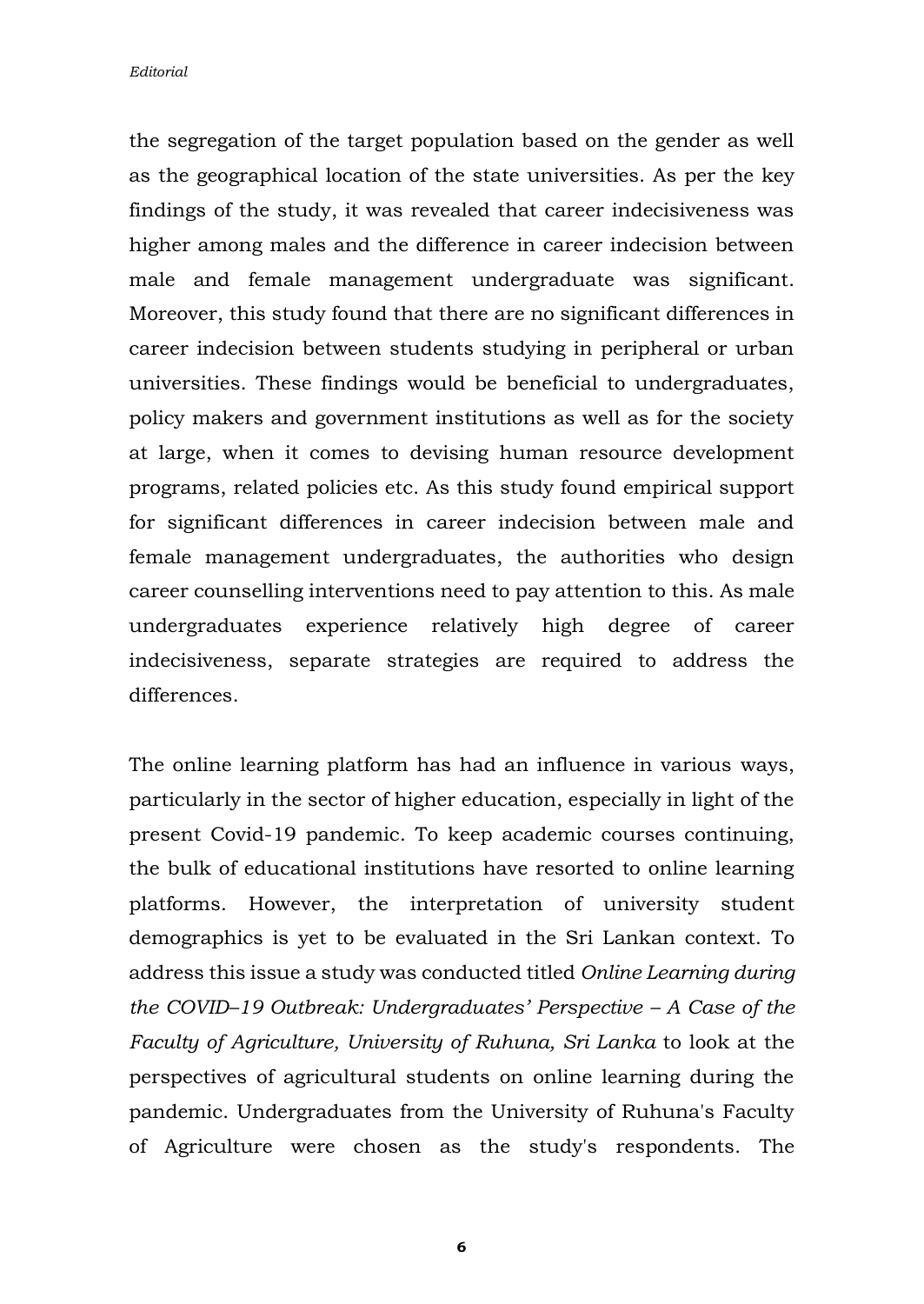the segregation of the target population based on the gender as well as the geographical location of the state universities. As per the key findings of the study, it was revealed that career indecisiveness was higher among males and the difference in career indecision between male and female management undergraduate was significant. Moreover, this study found that there are no significant differences in career indecision between students studying in peripheral or urban universities. These findings would be beneficial to undergraduates, policy makers and government institutions as well as for the society at large, when it comes to devising human resource development programs, related policies etc. As this study found empirical support for significant differences in career indecision between male and female management undergraduates, the authorities who design career counselling interventions need to pay attention to this. As male undergraduates experience relatively high degree of career indecisiveness, separate strategies are required to address the differences.

The online learning platform has had an influence in various ways, particularly in the sector of higher education, especially in light of the present Covid-19 pandemic. To keep academic courses continuing, the bulk of educational institutions have resorted to online learning platforms. However, the interpretation of university student demographics is yet to be evaluated in the Sri Lankan context. To address this issue a study was conducted titled *Online Learning during the COVID–19 Outbreak: Undergraduates' Perspective – A Case of the Faculty of Agriculture, University of Ruhuna, Sri Lanka* to look at the perspectives of agricultural students on online learning during the pandemic. Undergraduates from the University of Ruhuna's Faculty of Agriculture were chosen as the study's respondents. The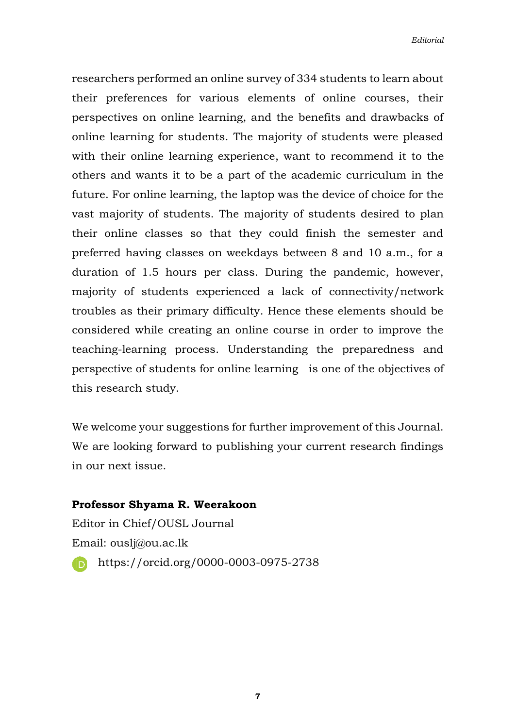researchers performed an online survey of 334 students to learn about their preferences for various elements of online courses, their perspectives on online learning, and the benefits and drawbacks of online learning for students. The majority of students were pleased with their online learning experience, want to recommend it to the others and wants it to be a part of the academic curriculum in the future. For online learning, the laptop was the device of choice for the vast majority of students. The majority of students desired to plan their online classes so that they could finish the semester and preferred having classes on weekdays between 8 and 10 a.m., for a duration of 1.5 hours per class. During the pandemic, however, majority of students experienced a lack of connectivity/network troubles as their primary difficulty. Hence these elements should be considered while creating an online course in order to improve the teaching-learning process. Understanding the preparedness and perspective of students for online learning is one of the objectives of this research study.

We welcome your suggestions for further improvement of this Journal. We are looking forward to publishing your current research findings in our next issue.

**Professor Shyama R. Weerakoon**

Editor in Chief/OUSL Journal

Email: ouslj@ou.ac.lk

https://orcid.org/0000-0003-0975-2738